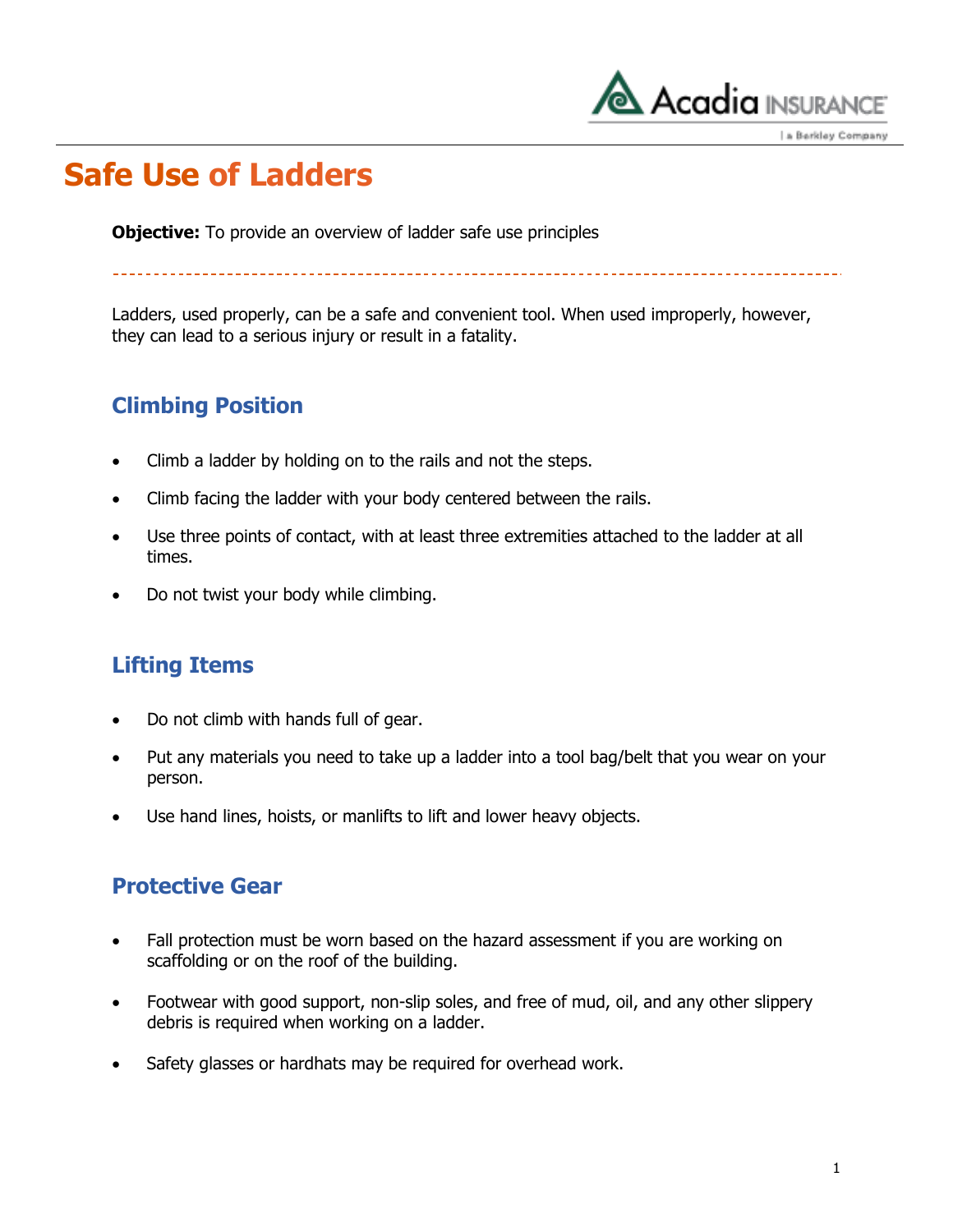# Safe Use of Ladders

**Objective:** To provide an overview of ladder safe use principles

---

Ladders, used properly, can be a safe and convenient tool. When used improperly, however, they can lead to a serious injury or result in a fatality.

## Climbing Position

- Climb a ladder by holding on to the rails and not the steps.
- Climb facing the ladder with your body centered between the rails.
- Use three points of contact, with at least three extremities attached to the ladder at all times.
- Do not twist your body while climbing.

## Lifting Items

- Do not climb with hands full of gear.
- Put any materials you need to take up a ladder into a tool bag/belt that you wear on your person.
- Use hand lines, hoists, or manlifts to lift and lower heavy objects.

## Protective Gear

- Fall protection must be worn based on the hazard assessment if you are working on scaffolding or on the roof of the building.
- Footwear with good support, non-slip soles, and free of mud, oil, and any other slippery debris is required when working on a ladder.
- Safety glasses or hardhats may be required for overhead work.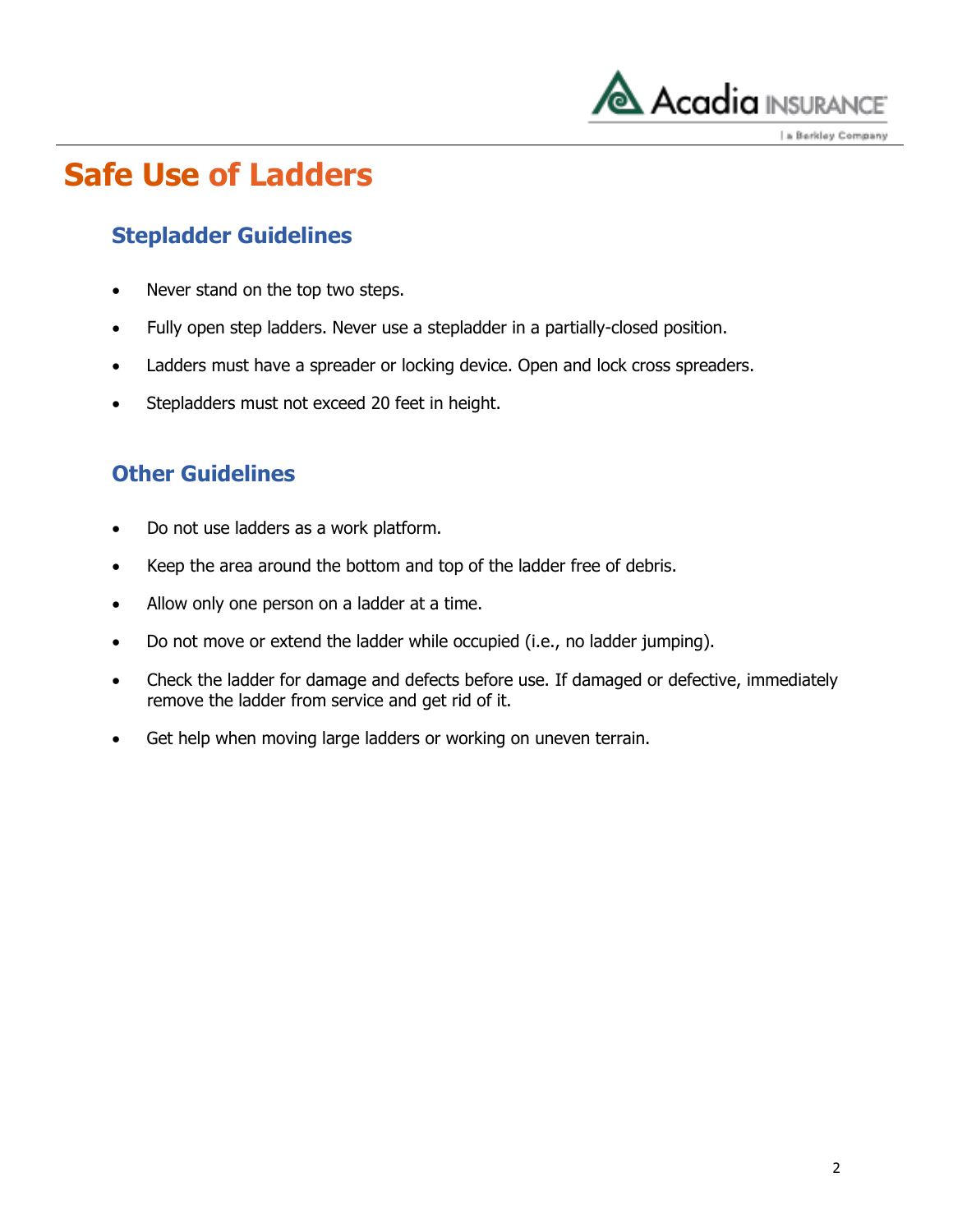# Safe Use of Ladders

## Stepladder Guidelines

- Never stand on the top two steps.
- Fully open step ladders. Never use a stepladder in a partially-closed position.
- Ladders must have a spreader or locking device. Open and lock cross spreaders.
- Stepladders must not exceed 20 feet in height.

## Other Guidelines

- Do not use ladders as a work platform.
- Keep the area around the bottom and top of the ladder free of debris.
- Allow only one person on a ladder at a time.
- Do not move or extend the ladder while occupied (i.e., no ladder jumping).
- Check the ladder for damage and defects before use. If damaged or defective, immediately remove the ladder from service and get rid of it.
- Get help when moving large ladders or working on uneven terrain.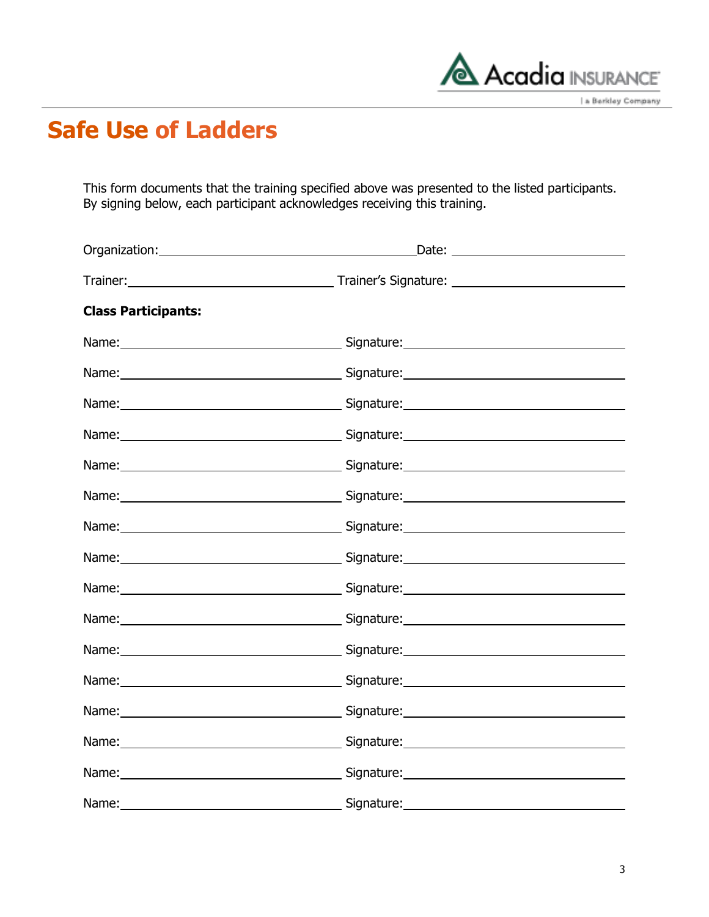# Safe Use of Ladders

This form documents that the training specified above was presented to the listed participants. By signing below, each participant acknowledges receiving this training.

Organization:_______________________________________Date: __________________________

Trainer:______________________________ Trainer's Signature: __________________________

**Class Participants:**

Name:________________________________ Signature:_________________________________

Name:________________________________ Signature:_________________________________

Name:________________________________ Signature:_________________________________

Name:________________________________ Signature:_________________________________

Name:________________________________ Signature:_________________________________

Name:________________________________ Signature:_________________________________

Name:________________________________ Signature:_________________________________

Name:________________________________ Signature:_________________________________

Name:________________________________ Signature:_________________________________

Name:________________________________ Signature:_________________________________

Name:________________________________ Signature:_________________________________

Name:________________________________ Signature:_________________________________

Name:________________________________ Signature:_________________________________

Name:________________________________ Signature:_________________________________

Name:________________________________ Signature:_________________________________

Name:________________________________ Signature:_________________________________